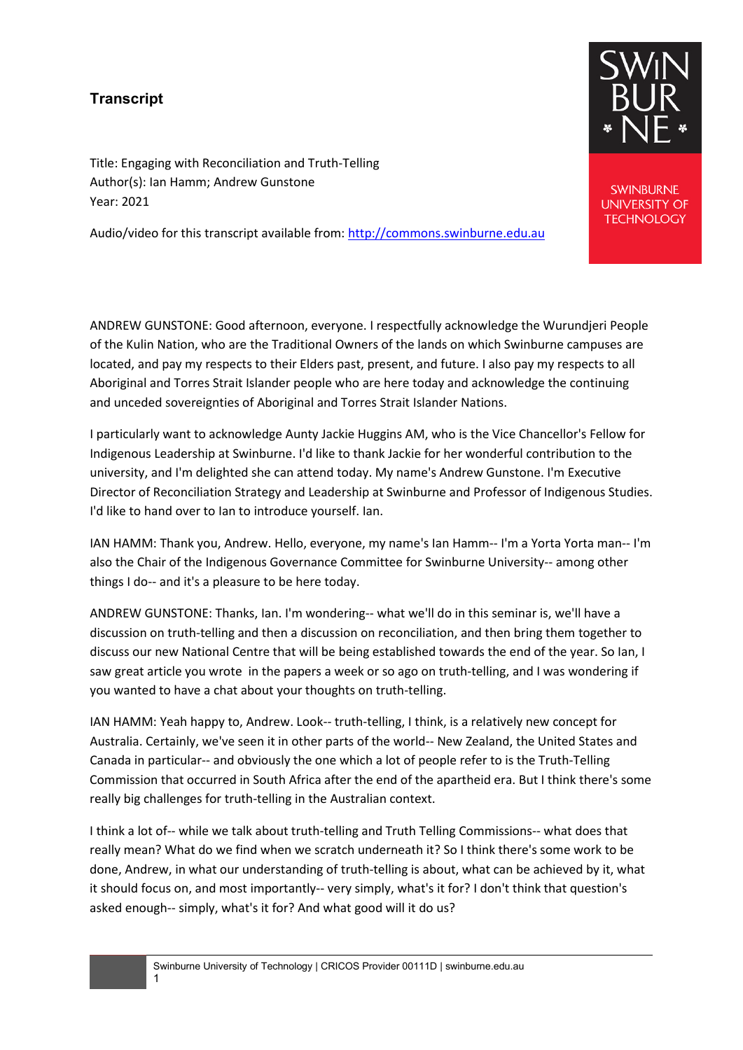# Transcript

Title: Engaging with Reconciliation and Truth-Telling
Author(s): Ian Hamm; Andrew Gunstone
Year: 2021

Audio/video for this transcript available from: http://commons.swinburne.edu.au

ANDREW GUNSTONE: Good afternoon, everyone. I respectfully acknowledge the Wurundjeri People of the Kulin Nation, who are the Traditional Owners of the lands on which Swinburne campuses are located, and pay my respects to their Elders past, present, and future. I also pay my respects to all Aboriginal and Torres Strait Islander people who are here today and acknowledge the continuing and unceded sovereignties of Aboriginal and Torres Strait Islander Nations.

I particularly want to acknowledge Aunty Jackie Huggins AM, who is the Vice Chancellor's Fellow for Indigenous Leadership at Swinburne. I'd like to thank Jackie for her wonderful contribution to the university, and I'm delighted she can attend today. My name's Andrew Gunstone. I'm Executive Director of Reconciliation Strategy and Leadership at Swinburne and Professor of Indigenous Studies. I'd like to hand over to Ian to introduce yourself. Ian.

IAN HAMM: Thank you, Andrew. Hello, everyone, my name's Ian Hamm-- I'm a Yorta Yorta man-- I'm also the Chair of the Indigenous Governance Committee for Swinburne University-- among other things I do-- and it's a pleasure to be here today.

ANDREW GUNSTONE: Thanks, Ian. I'm wondering-- what we'll do in this seminar is, we'll have a discussion on truth-telling and then a discussion on reconciliation, and then bring them together to discuss our new National Centre that will be being established towards the end of the year. So Ian, I saw great article you wrote in the papers a week or so ago on truth-telling, and I was wondering if you wanted to have a chat about your thoughts on truth-telling.

IAN HAMM: Yeah happy to, Andrew. Look-- truth-telling, I think, is a relatively new concept for Australia. Certainly, we've seen it in other parts of the world-- New Zealand, the United States and Canada in particular-- and obviously the one which a lot of people refer to is the Truth-Telling Commission that occurred in South Africa after the end of the apartheid era. But I think there's some really big challenges for truth-telling in the Australian context.

I think a lot of-- while we talk about truth-telling and Truth Telling Commissions-- what does that really mean? What do we find when we scratch underneath it? So I think there's some work to be done, Andrew, in what our understanding of truth-telling is about, what can be achieved by it, what it should focus on, and most importantly-- very simply, what's it for? I don't think that question's asked enough-- simply, what's it for? And what good will it do us?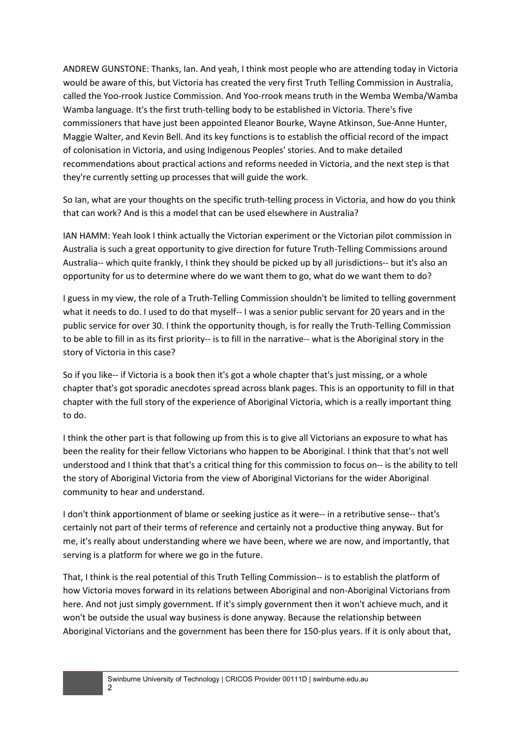ANDREW GUNSTONE: Thanks, Ian. And yeah, I think most people who are attending today in Victoria would be aware of this, but Victoria has created the very first Truth Telling Commission in Australia, called the Yoo-rrook Justice Commission. And Yoo-rrook means truth in the Wemba Wemba/Wamba Wamba language. It's the first truth-telling body to be established in Victoria. There's five commissioners that have just been appointed Eleanor Bourke, Wayne Atkinson, Sue-Anne Hunter, Maggie Walter, and Kevin Bell. And its key functions is to establish the official record of the impact of colonisation in Victoria, and using Indigenous Peoples' stories. And to make detailed recommendations about practical actions and reforms needed in Victoria, and the next step is that they're currently setting up processes that will guide the work.

So Ian, what are your thoughts on the specific truth-telling process in Victoria, and how do you think that can work? And is this a model that can be used elsewhere in Australia?

IAN HAMM: Yeah look I think actually the Victorian experiment or the Victorian pilot commission in Australia is such a great opportunity to give direction for future Truth-Telling Commissions around Australia-- which quite frankly, I think they should be picked up by all jurisdictions-- but it's also an opportunity for us to determine where do we want them to go, what do we want them to do?

I guess in my view, the role of a Truth-Telling Commission shouldn't be limited to telling government what it needs to do. I used to do that myself-- I was a senior public servant for 20 years and in the public service for over 30. I think the opportunity though, is for really the Truth-Telling Commission to be able to fill in as its first priority-- is to fill in the narrative-- what is the Aboriginal story in the story of Victoria in this case?

So if you like-- if Victoria is a book then it's got a whole chapter that's just missing, or a whole chapter that's got sporadic anecdotes spread across blank pages. This is an opportunity to fill in that chapter with the full story of the experience of Aboriginal Victoria, which is a really important thing to do.

I think the other part is that following up from this is to give all Victorians an exposure to what has been the reality for their fellow Victorians who happen to be Aboriginal. I think that that's not well understood and I think that that's a critical thing for this commission to focus on-- is the ability to tell the story of Aboriginal Victoria from the view of Aboriginal Victorians for the wider Aboriginal community to hear and understand.

I don't think apportionment of blame or seeking justice as it were-- in a retributive sense-- that's certainly not part of their terms of reference and certainly not a productive thing anyway. But for me, it's really about understanding where we have been, where we are now, and importantly, that serving is a platform for where we go in the future.

That, I think is the real potential of this Truth Telling Commission-- is to establish the platform of how Victoria moves forward in its relations between Aboriginal and non-Aboriginal Victorians from here. And not just simply government. If it's simply government then it won't achieve much, and it won't be outside the usual way business is done anyway. Because the relationship between Aboriginal Victorians and the government has been there for 150-plus years. If it is only about that,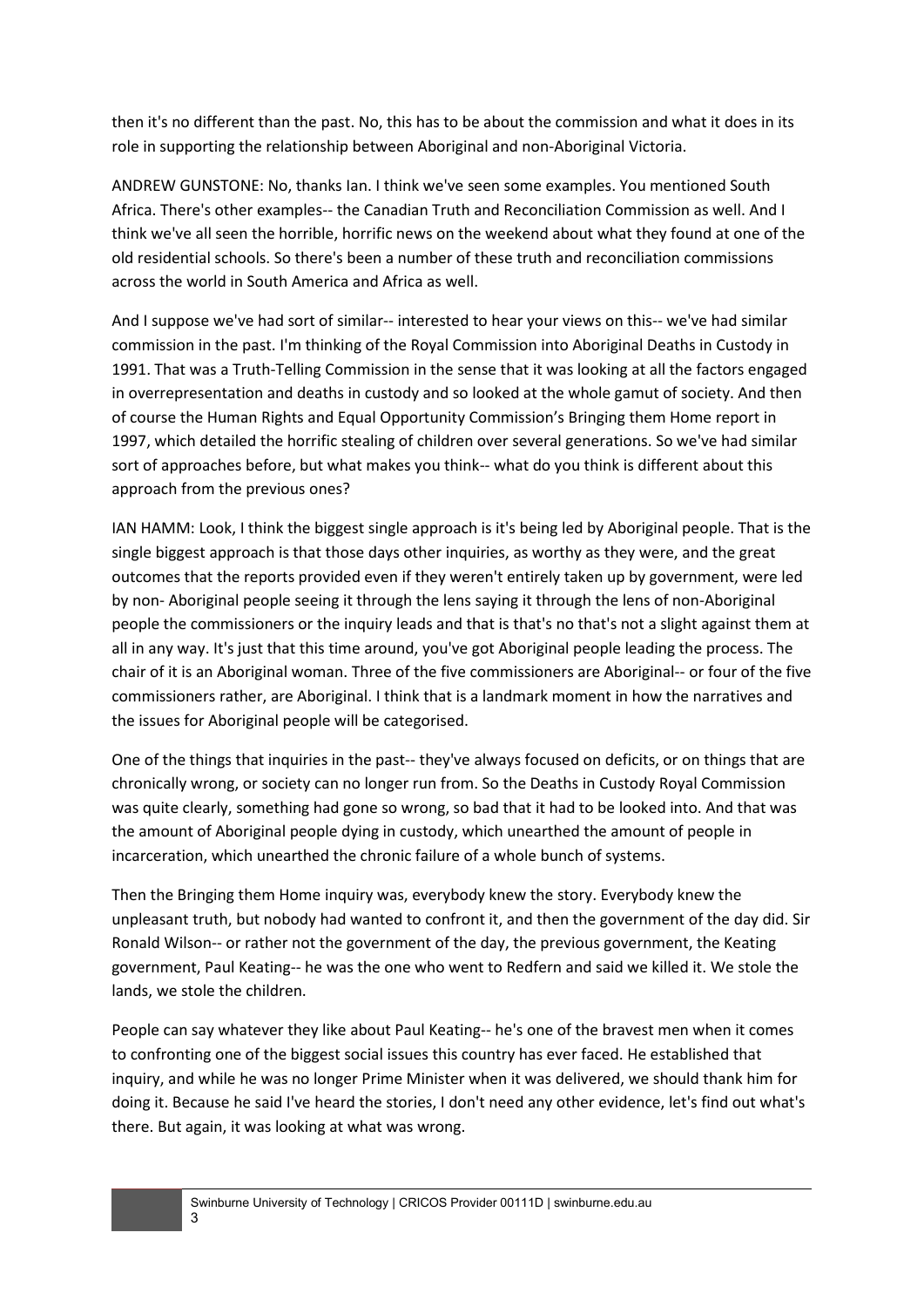then it's no different than the past. No, this has to be about the commission and what it does in its role in supporting the relationship between Aboriginal and non-Aboriginal Victoria.

ANDREW GUNSTONE: No, thanks Ian. I think we've seen some examples. You mentioned South Africa. There's other examples-- the Canadian Truth and Reconciliation Commission as well. And I think we've all seen the horrible, horrific news on the weekend about what they found at one of the old residential schools. So there's been a number of these truth and reconciliation commissions across the world in South America and Africa as well.

And I suppose we've had sort of similar-- interested to hear your views on this-- we've had similar commission in the past. I'm thinking of the Royal Commission into Aboriginal Deaths in Custody in 1991. That was a Truth-Telling Commission in the sense that it was looking at all the factors engaged in overrepresentation and deaths in custody and so looked at the whole gamut of society. And then of course the Human Rights and Equal Opportunity Commission's Bringing them Home report in 1997, which detailed the horrific stealing of children over several generations. So we've had similar sort of approaches before, but what makes you think-- what do you think is different about this approach from the previous ones?

IAN HAMM: Look, I think the biggest single approach is it's being led by Aboriginal people. That is the single biggest approach is that those days other inquiries, as worthy as they were, and the great outcomes that the reports provided even if they weren't entirely taken up by government, were led by non- Aboriginal people seeing it through the lens saying it through the lens of non-Aboriginal people the commissioners or the inquiry leads and that is that's no that's not a slight against them at all in any way. It's just that this time around, you've got Aboriginal people leading the process. The chair of it is an Aboriginal woman. Three of the five commissioners are Aboriginal-- or four of the five commissioners rather, are Aboriginal. I think that is a landmark moment in how the narratives and the issues for Aboriginal people will be categorised.

One of the things that inquiries in the past-- they've always focused on deficits, or on things that are chronically wrong, or society can no longer run from. So the Deaths in Custody Royal Commission was quite clearly, something had gone so wrong, so bad that it had to be looked into. And that was the amount of Aboriginal people dying in custody, which unearthed the amount of people in incarceration, which unearthed the chronic failure of a whole bunch of systems.

Then the Bringing them Home inquiry was, everybody knew the story. Everybody knew the unpleasant truth, but nobody had wanted to confront it, and then the government of the day did. Sir Ronald Wilson-- or rather not the government of the day, the previous government, the Keating government, Paul Keating-- he was the one who went to Redfern and said we killed it. We stole the lands, we stole the children.

People can say whatever they like about Paul Keating-- he's one of the bravest men when it comes to confronting one of the biggest social issues this country has ever faced. He established that inquiry, and while he was no longer Prime Minister when it was delivered, we should thank him for doing it. Because he said I've heard the stories, I don't need any other evidence, let's find out what's there. But again, it was looking at what was wrong.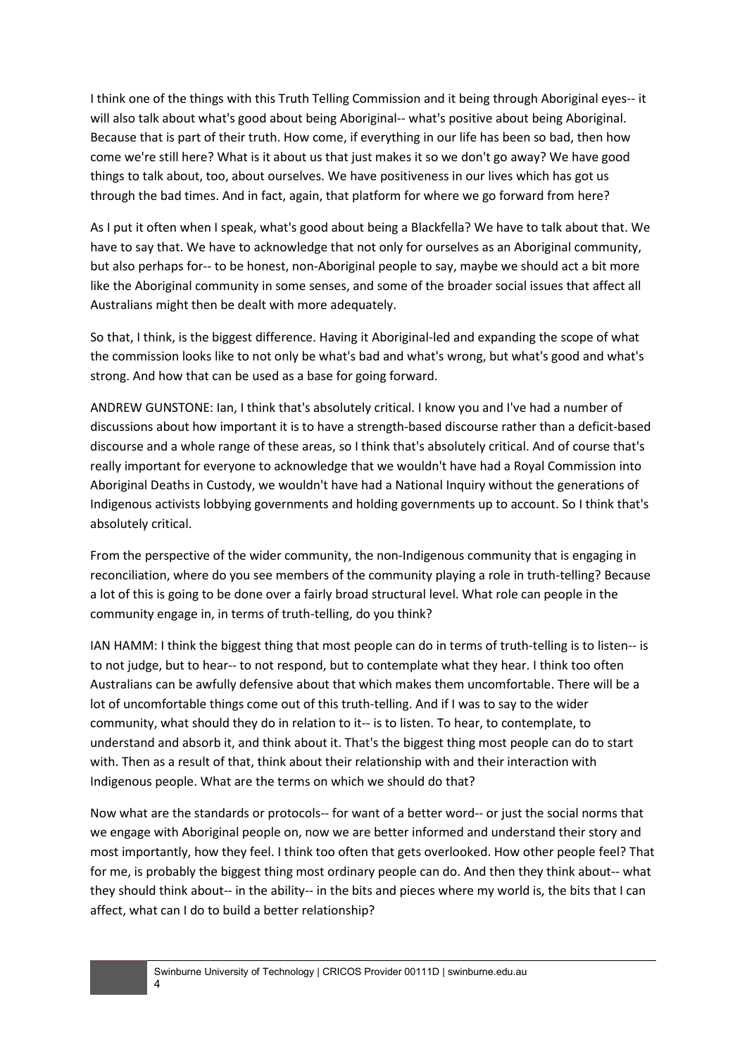I think one of the things with this Truth Telling Commission and it being through Aboriginal eyes-- it will also talk about what's good about being Aboriginal-- what's positive about being Aboriginal. Because that is part of their truth. How come, if everything in our life has been so bad, then how come we're still here? What is it about us that just makes it so we don't go away? We have good things to talk about, too, about ourselves. We have positiveness in our lives which has got us through the bad times. And in fact, again, that platform for where we go forward from here?

As I put it often when I speak, what's good about being a Blackfella? We have to talk about that. We have to say that. We have to acknowledge that not only for ourselves as an Aboriginal community, but also perhaps for-- to be honest, non-Aboriginal people to say, maybe we should act a bit more like the Aboriginal community in some senses, and some of the broader social issues that affect all Australians might then be dealt with more adequately.

So that, I think, is the biggest difference. Having it Aboriginal-led and expanding the scope of what the commission looks like to not only be what's bad and what's wrong, but what's good and what's strong. And how that can be used as a base for going forward.

ANDREW GUNSTONE: Ian, I think that's absolutely critical. I know you and I've had a number of discussions about how important it is to have a strength-based discourse rather than a deficit-based discourse and a whole range of these areas, so I think that's absolutely critical. And of course that's really important for everyone to acknowledge that we wouldn't have had a Royal Commission into Aboriginal Deaths in Custody, we wouldn't have had a National Inquiry without the generations of Indigenous activists lobbying governments and holding governments up to account. So I think that's absolutely critical.

From the perspective of the wider community, the non-Indigenous community that is engaging in reconciliation, where do you see members of the community playing a role in truth-telling? Because a lot of this is going to be done over a fairly broad structural level. What role can people in the community engage in, in terms of truth-telling, do you think?

IAN HAMM: I think the biggest thing that most people can do in terms of truth-telling is to listen-- is to not judge, but to hear-- to not respond, but to contemplate what they hear. I think too often Australians can be awfully defensive about that which makes them uncomfortable. There will be a lot of uncomfortable things come out of this truth-telling. And if I was to say to the wider community, what should they do in relation to it-- is to listen. To hear, to contemplate, to understand and absorb it, and think about it. That's the biggest thing most people can do to start with. Then as a result of that, think about their relationship with and their interaction with Indigenous people. What are the terms on which we should do that?

Now what are the standards or protocols-- for want of a better word-- or just the social norms that we engage with Aboriginal people on, now we are better informed and understand their story and most importantly, how they feel. I think too often that gets overlooked. How other people feel? That for me, is probably the biggest thing most ordinary people can do. And then they think about-- what they should think about-- in the ability-- in the bits and pieces where my world is, the bits that I can affect, what can I do to build a better relationship?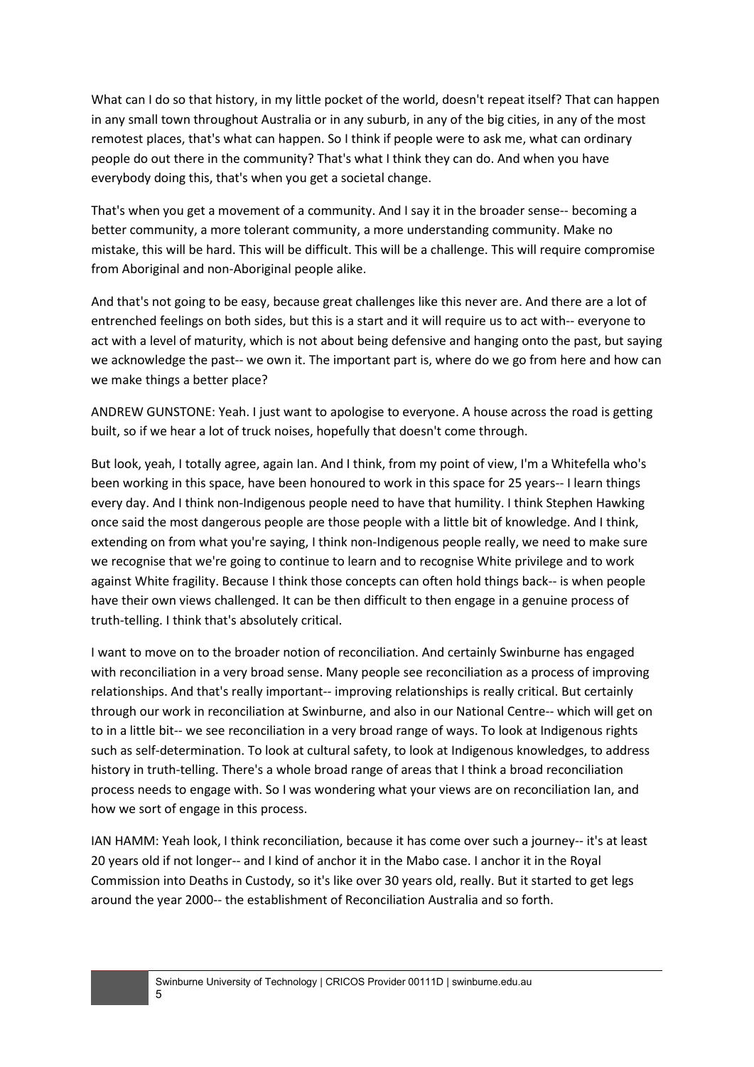What can I do so that history, in my little pocket of the world, doesn't repeat itself? That can happen in any small town throughout Australia or in any suburb, in any of the big cities, in any of the most remotest places, that's what can happen. So I think if people were to ask me, what can ordinary people do out there in the community? That's what I think they can do. And when you have everybody doing this, that's when you get a societal change.

That's when you get a movement of a community. And I say it in the broader sense-- becoming a better community, a more tolerant community, a more understanding community. Make no mistake, this will be hard. This will be difficult. This will be a challenge. This will require compromise from Aboriginal and non-Aboriginal people alike.

And that's not going to be easy, because great challenges like this never are. And there are a lot of entrenched feelings on both sides, but this is a start and it will require us to act with-- everyone to act with a level of maturity, which is not about being defensive and hanging onto the past, but saying we acknowledge the past-- we own it. The important part is, where do we go from here and how can we make things a better place?

ANDREW GUNSTONE: Yeah. I just want to apologise to everyone. A house across the road is getting built, so if we hear a lot of truck noises, hopefully that doesn't come through.

But look, yeah, I totally agree, again Ian. And I think, from my point of view, I'm a Whitefella who's been working in this space, have been honoured to work in this space for 25 years-- I learn things every day. And I think non-Indigenous people need to have that humility. I think Stephen Hawking once said the most dangerous people are those people with a little bit of knowledge. And I think, extending on from what you're saying, I think non-Indigenous people really, we need to make sure we recognise that we're going to continue to learn and to recognise White privilege and to work against White fragility. Because I think those concepts can often hold things back-- is when people have their own views challenged. It can be then difficult to then engage in a genuine process of truth-telling. I think that's absolutely critical.

I want to move on to the broader notion of reconciliation. And certainly Swinburne has engaged with reconciliation in a very broad sense. Many people see reconciliation as a process of improving relationships. And that's really important-- improving relationships is really critical. But certainly through our work in reconciliation at Swinburne, and also in our National Centre-- which will get on to in a little bit-- we see reconciliation in a very broad range of ways. To look at Indigenous rights such as self-determination. To look at cultural safety, to look at Indigenous knowledges, to address history in truth-telling. There's a whole broad range of areas that I think a broad reconciliation process needs to engage with. So I was wondering what your views are on reconciliation Ian, and how we sort of engage in this process.

IAN HAMM: Yeah look, I think reconciliation, because it has come over such a journey-- it's at least 20 years old if not longer-- and I kind of anchor it in the Mabo case. I anchor it in the Royal Commission into Deaths in Custody, so it's like over 30 years old, really. But it started to get legs around the year 2000-- the establishment of Reconciliation Australia and so forth.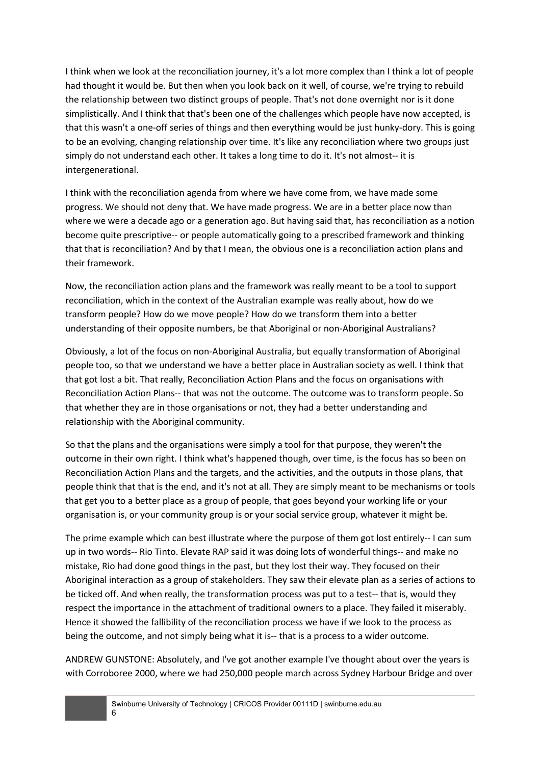I think when we look at the reconciliation journey, it's a lot more complex than I think a lot of people had thought it would be. But then when you look back on it well, of course, we're trying to rebuild the relationship between two distinct groups of people. That's not done overnight nor is it done simplistically. And I think that that's been one of the challenges which people have now accepted, is that this wasn't a one-off series of things and then everything would be just hunky-dory. This is going to be an evolving, changing relationship over time. It's like any reconciliation where two groups just simply do not understand each other. It takes a long time to do it. It's not almost-- it is intergenerational.

I think with the reconciliation agenda from where we have come from, we have made some progress. We should not deny that. We have made progress. We are in a better place now than where we were a decade ago or a generation ago. But having said that, has reconciliation as a notion become quite prescriptive-- or people automatically going to a prescribed framework and thinking that that is reconciliation? And by that I mean, the obvious one is a reconciliation action plans and their framework.

Now, the reconciliation action plans and the framework was really meant to be a tool to support reconciliation, which in the context of the Australian example was really about, how do we transform people? How do we move people? How do we transform them into a better understanding of their opposite numbers, be that Aboriginal or non-Aboriginal Australians?

Obviously, a lot of the focus on non-Aboriginal Australia, but equally transformation of Aboriginal people too, so that we understand we have a better place in Australian society as well. I think that that got lost a bit. That really, Reconciliation Action Plans and the focus on organisations with Reconciliation Action Plans-- that was not the outcome. The outcome was to transform people. So that whether they are in those organisations or not, they had a better understanding and relationship with the Aboriginal community.

So that the plans and the organisations were simply a tool for that purpose, they weren't the outcome in their own right. I think what's happened though, over time, is the focus has so been on Reconciliation Action Plans and the targets, and the activities, and the outputs in those plans, that people think that that is the end, and it's not at all. They are simply meant to be mechanisms or tools that get you to a better place as a group of people, that goes beyond your working life or your organisation is, or your community group is or your social service group, whatever it might be.

The prime example which can best illustrate where the purpose of them got lost entirely-- I can sum up in two words-- Rio Tinto. Elevate RAP said it was doing lots of wonderful things-- and make no mistake, Rio had done good things in the past, but they lost their way. They focused on their Aboriginal interaction as a group of stakeholders. They saw their elevate plan as a series of actions to be ticked off. And when really, the transformation process was put to a test-- that is, would they respect the importance in the attachment of traditional owners to a place. They failed it miserably. Hence it showed the fallibility of the reconciliation process we have if we look to the process as being the outcome, and not simply being what it is-- that is a process to a wider outcome.

ANDREW GUNSTONE: Absolutely, and I've got another example I've thought about over the years is with Corroboree 2000, where we had 250,000 people march across Sydney Harbour Bridge and over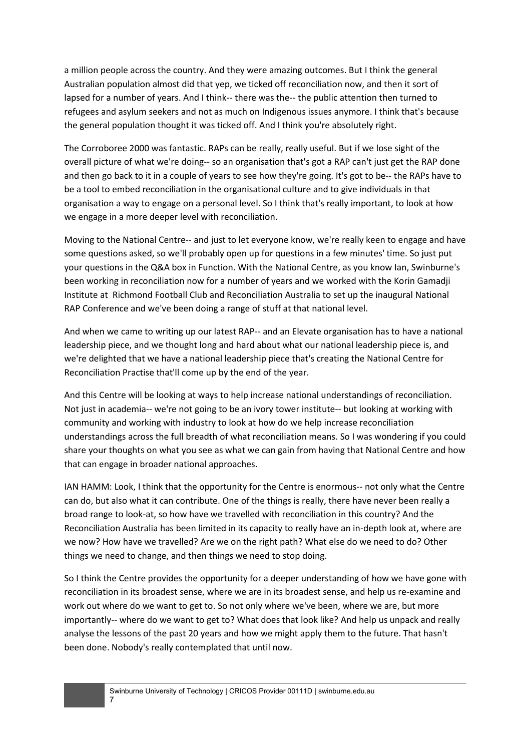a million people across the country. And they were amazing outcomes. But I think the general Australian population almost did that yep, we ticked off reconciliation now, and then it sort of lapsed for a number of years. And I think-- there was the-- the public attention then turned to refugees and asylum seekers and not as much on Indigenous issues anymore. I think that's because the general population thought it was ticked off. And I think you're absolutely right.

The Corroboree 2000 was fantastic. RAPs can be really, really useful. But if we lose sight of the overall picture of what we're doing-- so an organisation that's got a RAP can't just get the RAP done and then go back to it in a couple of years to see how they're going. It's got to be-- the RAPs have to be a tool to embed reconciliation in the organisational culture and to give individuals in that organisation a way to engage on a personal level. So I think that's really important, to look at how we engage in a more deeper level with reconciliation.

Moving to the National Centre-- and just to let everyone know, we're really keen to engage and have some questions asked, so we'll probably open up for questions in a few minutes' time. So just put your questions in the Q&A box in Function. With the National Centre, as you know Ian, Swinburne's been working in reconciliation now for a number of years and we worked with the Korin Gamadji Institute at Richmond Football Club and Reconciliation Australia to set up the inaugural National RAP Conference and we've been doing a range of stuff at that national level.

And when we came to writing up our latest RAP-- and an Elevate organisation has to have a national leadership piece, and we thought long and hard about what our national leadership piece is, and we're delighted that we have a national leadership piece that's creating the National Centre for Reconciliation Practise that'll come up by the end of the year.

And this Centre will be looking at ways to help increase national understandings of reconciliation. Not just in academia-- we're not going to be an ivory tower institute-- but looking at working with community and working with industry to look at how do we help increase reconciliation understandings across the full breadth of what reconciliation means. So I was wondering if you could share your thoughts on what you see as what we can gain from having that National Centre and how that can engage in broader national approaches.

IAN HAMM: Look, I think that the opportunity for the Centre is enormous-- not only what the Centre can do, but also what it can contribute. One of the things is really, there have never been really a broad range to look-at, so how have we travelled with reconciliation in this country? And the Reconciliation Australia has been limited in its capacity to really have an in-depth look at, where are we now? How have we travelled? Are we on the right path? What else do we need to do? Other things we need to change, and then things we need to stop doing.

So I think the Centre provides the opportunity for a deeper understanding of how we have gone with reconciliation in its broadest sense, where we are in its broadest sense, and help us re-examine and work out where do we want to get to. So not only where we've been, where we are, but more importantly-- where do we want to get to? What does that look like? And help us unpack and really analyse the lessons of the past 20 years and how we might apply them to the future. That hasn't been done. Nobody's really contemplated that until now.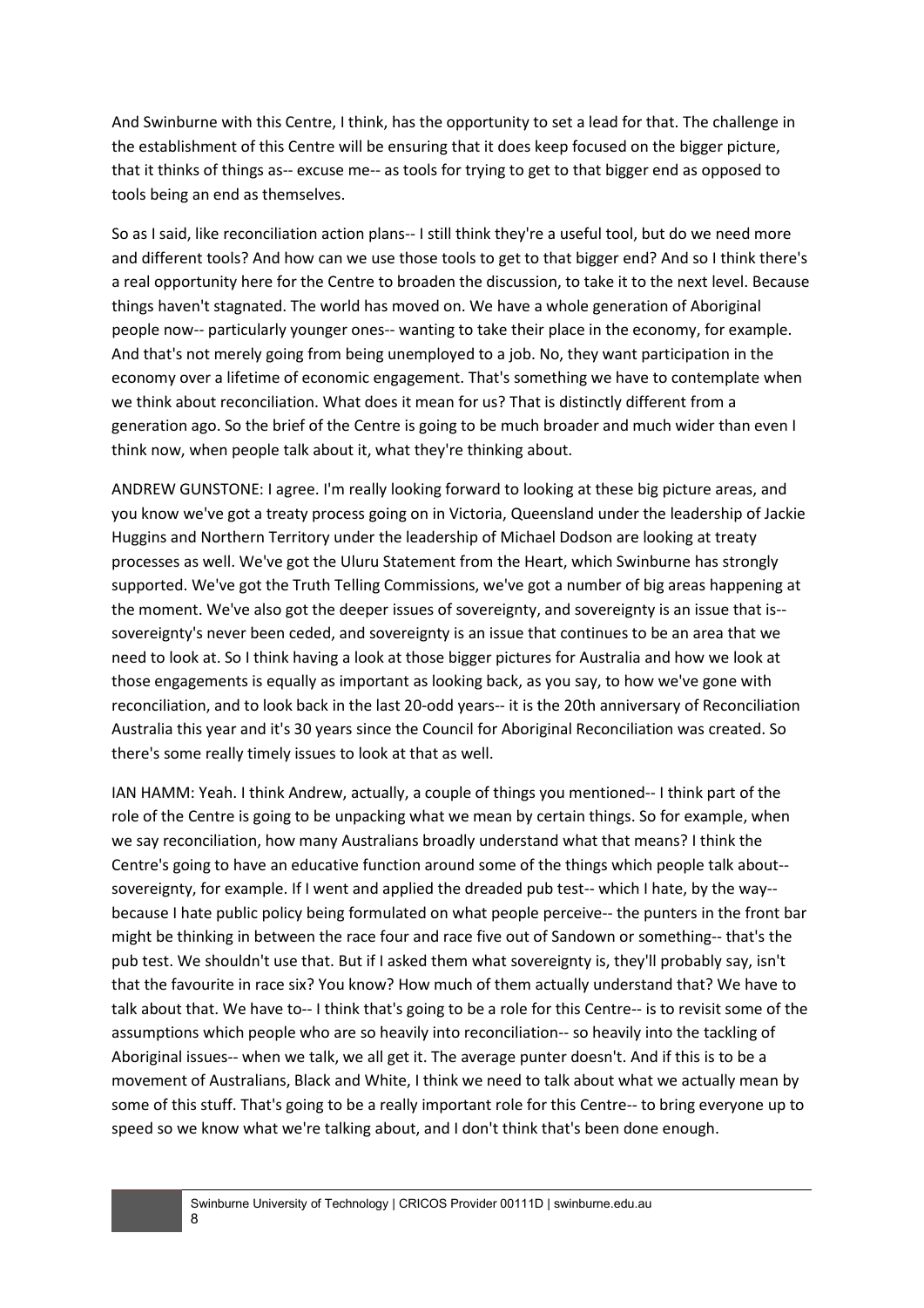And Swinburne with this Centre, I think, has the opportunity to set a lead for that. The challenge in the establishment of this Centre will be ensuring that it does keep focused on the bigger picture, that it thinks of things as-- excuse me-- as tools for trying to get to that bigger end as opposed to tools being an end as themselves.

So as I said, like reconciliation action plans-- I still think they're a useful tool, but do we need more and different tools? And how can we use those tools to get to that bigger end? And so I think there's a real opportunity here for the Centre to broaden the discussion, to take it to the next level. Because things haven't stagnated. The world has moved on. We have a whole generation of Aboriginal people now-- particularly younger ones-- wanting to take their place in the economy, for example. And that's not merely going from being unemployed to a job. No, they want participation in the economy over a lifetime of economic engagement. That's something we have to contemplate when we think about reconciliation. What does it mean for us? That is distinctly different from a generation ago. So the brief of the Centre is going to be much broader and much wider than even I think now, when people talk about it, what they're thinking about.

ANDREW GUNSTONE: I agree. I'm really looking forward to looking at these big picture areas, and you know we've got a treaty process going on in Victoria, Queensland under the leadership of Jackie Huggins and Northern Territory under the leadership of Michael Dodson are looking at treaty processes as well. We've got the Uluru Statement from the Heart, which Swinburne has strongly supported. We've got the Truth Telling Commissions, we've got a number of big areas happening at the moment. We've also got the deeper issues of sovereignty, and sovereignty is an issue that is-- sovereignty's never been ceded, and sovereignty is an issue that continues to be an area that we need to look at. So I think having a look at those bigger pictures for Australia and how we look at those engagements is equally as important as looking back, as you say, to how we've gone with reconciliation, and to look back in the last 20-odd years-- it is the 20th anniversary of Reconciliation Australia this year and it's 30 years since the Council for Aboriginal Reconciliation was created. So there's some really timely issues to look at that as well.

IAN HAMM: Yeah. I think Andrew, actually, a couple of things you mentioned-- I think part of the role of the Centre is going to be unpacking what we mean by certain things. So for example, when we say reconciliation, how many Australians broadly understand what that means? I think the Centre's going to have an educative function around some of the things which people talk about-- sovereignty, for example. If I went and applied the dreaded pub test-- which I hate, by the way-- because I hate public policy being formulated on what people perceive-- the punters in the front bar might be thinking in between the race four and race five out of Sandown or something-- that's the pub test. We shouldn't use that. But if I asked them what sovereignty is, they'll probably say, isn't that the favourite in race six? You know? How much of them actually understand that? We have to talk about that. We have to-- I think that's going to be a role for this Centre-- is to revisit some of the assumptions which people who are so heavily into reconciliation-- so heavily into the tackling of Aboriginal issues-- when we talk, we all get it. The average punter doesn't. And if this is to be a movement of Australians, Black and White, I think we need to talk about what we actually mean by some of this stuff. That's going to be a really important role for this Centre-- to bring everyone up to speed so we know what we're talking about, and I don't think that's been done enough.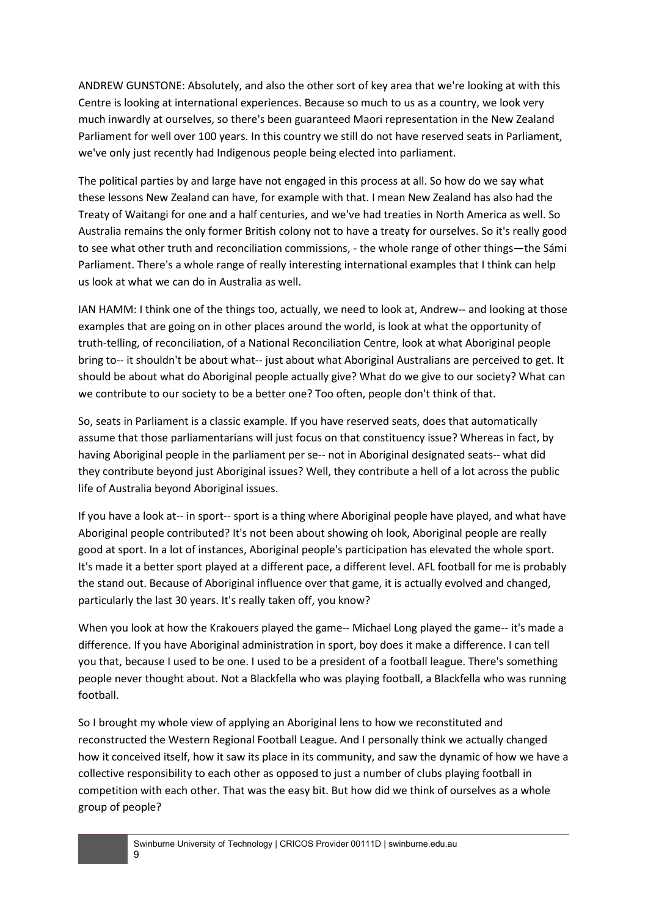ANDREW GUNSTONE: Absolutely, and also the other sort of key area that we're looking at with this Centre is looking at international experiences. Because so much to us as a country, we look very much inwardly at ourselves, so there's been guaranteed Maori representation in the New Zealand Parliament for well over 100 years. In this country we still do not have reserved seats in Parliament, we've only just recently had Indigenous people being elected into parliament.

The political parties by and large have not engaged in this process at all. So how do we say what these lessons New Zealand can have, for example with that. I mean New Zealand has also had the Treaty of Waitangi for one and a half centuries, and we've had treaties in North America as well. So Australia remains the only former British colony not to have a treaty for ourselves. So it's really good to see what other truth and reconciliation commissions, - the whole range of other things—the Sámi Parliament. There's a whole range of really interesting international examples that I think can help us look at what we can do in Australia as well.

IAN HAMM: I think one of the things too, actually, we need to look at, Andrew-- and looking at those examples that are going on in other places around the world, is look at what the opportunity of truth-telling, of reconciliation, of a National Reconciliation Centre, look at what Aboriginal people bring to-- it shouldn't be about what-- just about what Aboriginal Australians are perceived to get. It should be about what do Aboriginal people actually give? What do we give to our society? What can we contribute to our society to be a better one? Too often, people don't think of that.

So, seats in Parliament is a classic example. If you have reserved seats, does that automatically assume that those parliamentarians will just focus on that constituency issue? Whereas in fact, by having Aboriginal people in the parliament per se-- not in Aboriginal designated seats-- what did they contribute beyond just Aboriginal issues? Well, they contribute a hell of a lot across the public life of Australia beyond Aboriginal issues.

If you have a look at-- in sport-- sport is a thing where Aboriginal people have played, and what have Aboriginal people contributed? It's not been about showing oh look, Aboriginal people are really good at sport. In a lot of instances, Aboriginal people's participation has elevated the whole sport. It's made it a better sport played at a different pace, a different level. AFL football for me is probably the stand out. Because of Aboriginal influence over that game, it is actually evolved and changed, particularly the last 30 years. It's really taken off, you know?

When you look at how the Krakouers played the game-- Michael Long played the game-- it's made a difference. If you have Aboriginal administration in sport, boy does it make a difference. I can tell you that, because I used to be one. I used to be a president of a football league. There's something people never thought about. Not a Blackfella who was playing football, a Blackfella who was running football.

So I brought my whole view of applying an Aboriginal lens to how we reconstituted and reconstructed the Western Regional Football League. And I personally think we actually changed how it conceived itself, how it saw its place in its community, and saw the dynamic of how we have a collective responsibility to each other as opposed to just a number of clubs playing football in competition with each other. That was the easy bit. But how did we think of ourselves as a whole group of people?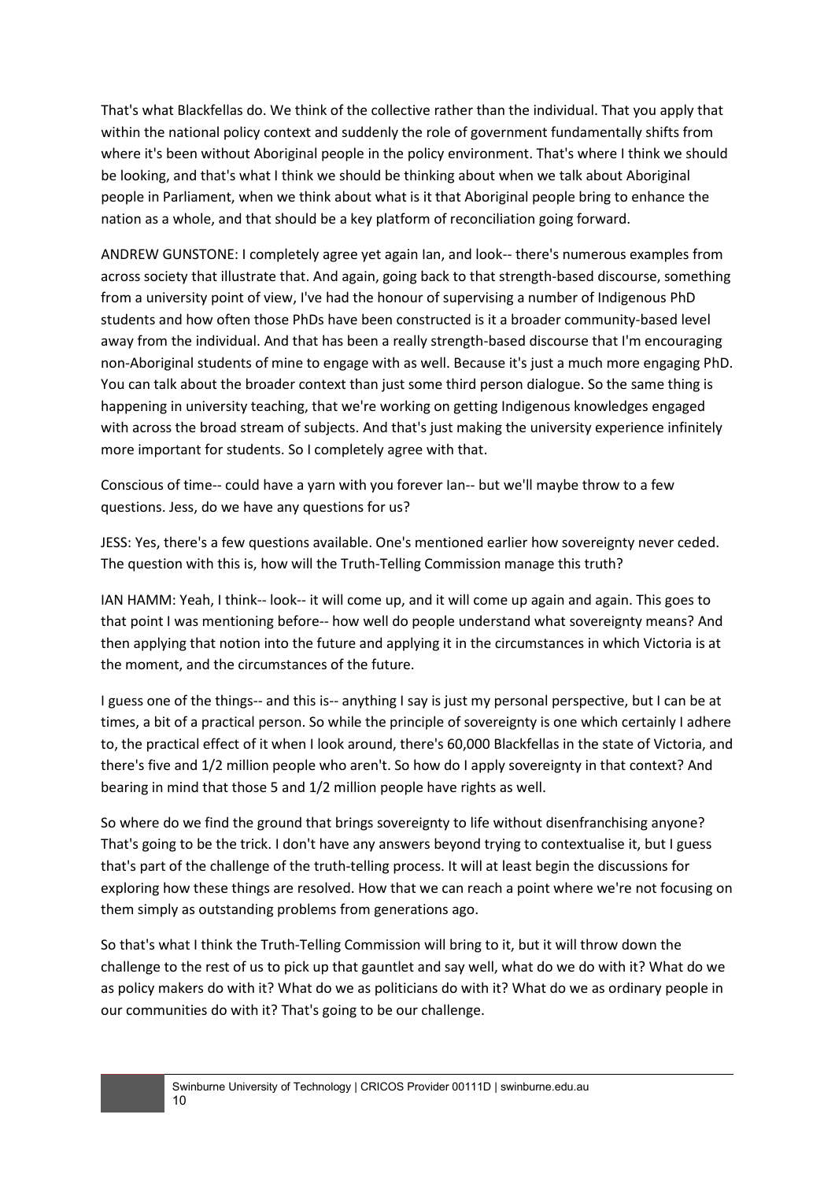That's what Blackfellas do. We think of the collective rather than the individual. That you apply that within the national policy context and suddenly the role of government fundamentally shifts from where it's been without Aboriginal people in the policy environment. That's where I think we should be looking, and that's what I think we should be thinking about when we talk about Aboriginal people in Parliament, when we think about what is it that Aboriginal people bring to enhance the nation as a whole, and that should be a key platform of reconciliation going forward.

ANDREW GUNSTONE: I completely agree yet again Ian, and look-- there's numerous examples from across society that illustrate that. And again, going back to that strength-based discourse, something from a university point of view, I've had the honour of supervising a number of Indigenous PhD students and how often those PhDs have been constructed is it a broader community-based level away from the individual. And that has been a really strength-based discourse that I'm encouraging non-Aboriginal students of mine to engage with as well. Because it's just a much more engaging PhD. You can talk about the broader context than just some third person dialogue. So the same thing is happening in university teaching, that we're working on getting Indigenous knowledges engaged with across the broad stream of subjects. And that's just making the university experience infinitely more important for students. So I completely agree with that.

Conscious of time-- could have a yarn with you forever Ian-- but we'll maybe throw to a few questions. Jess, do we have any questions for us?

JESS: Yes, there's a few questions available. One's mentioned earlier how sovereignty never ceded. The question with this is, how will the Truth-Telling Commission manage this truth?

IAN HAMM: Yeah, I think-- look-- it will come up, and it will come up again and again. This goes to that point I was mentioning before-- how well do people understand what sovereignty means? And then applying that notion into the future and applying it in the circumstances in which Victoria is at the moment, and the circumstances of the future.

I guess one of the things-- and this is-- anything I say is just my personal perspective, but I can be at times, a bit of a practical person. So while the principle of sovereignty is one which certainly I adhere to, the practical effect of it when I look around, there's 60,000 Blackfellas in the state of Victoria, and there's five and 1/2 million people who aren't. So how do I apply sovereignty in that context? And bearing in mind that those 5 and 1/2 million people have rights as well.

So where do we find the ground that brings sovereignty to life without disenfranchising anyone? That's going to be the trick. I don't have any answers beyond trying to contextualise it, but I guess that's part of the challenge of the truth-telling process. It will at least begin the discussions for exploring how these things are resolved. How that we can reach a point where we're not focusing on them simply as outstanding problems from generations ago.

So that's what I think the Truth-Telling Commission will bring to it, but it will throw down the challenge to the rest of us to pick up that gauntlet and say well, what do we do with it? What do we as policy makers do with it? What do we as politicians do with it? What do we as ordinary people in our communities do with it? That's going to be our challenge.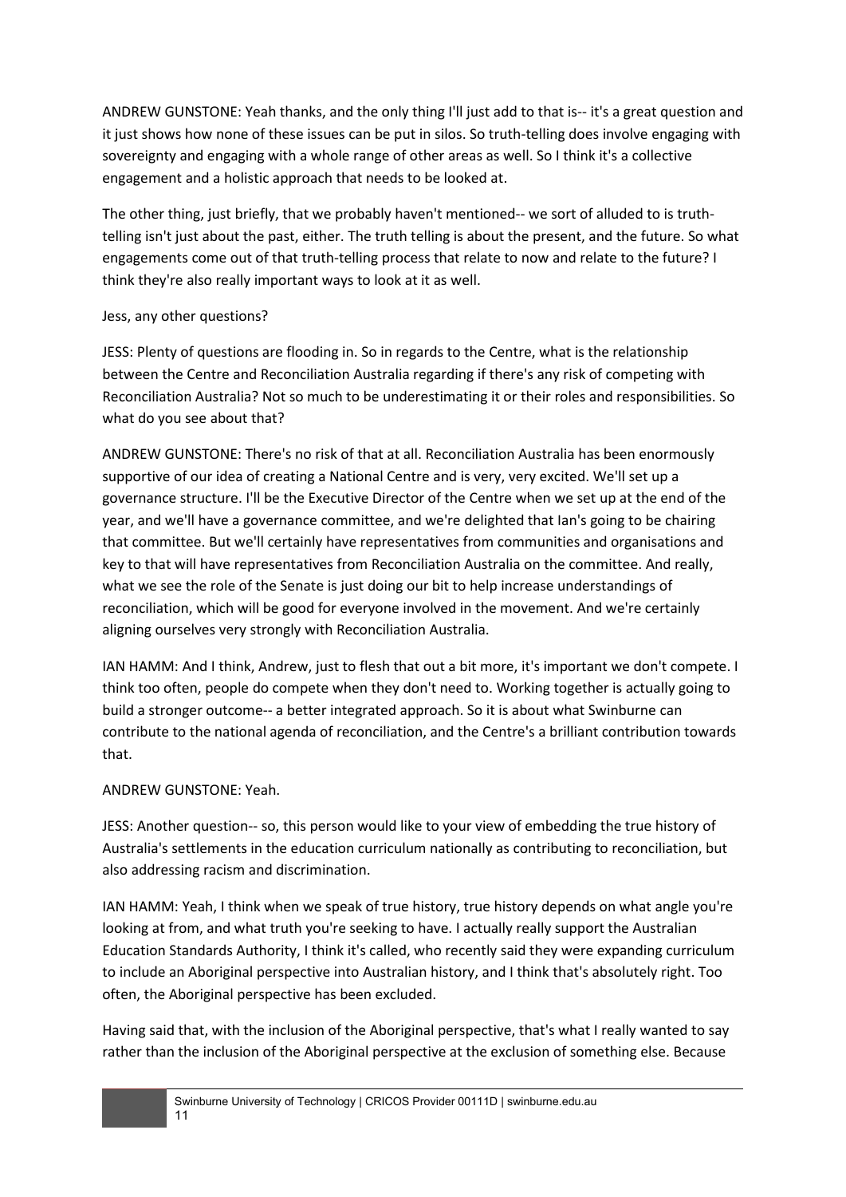ANDREW GUNSTONE: Yeah thanks, and the only thing I'll just add to that is-- it's a great question and it just shows how none of these issues can be put in silos. So truth-telling does involve engaging with sovereignty and engaging with a whole range of other areas as well. So I think it's a collective engagement and a holistic approach that needs to be looked at.

The other thing, just briefly, that we probably haven't mentioned-- we sort of alluded to is truth-telling isn't just about the past, either. The truth telling is about the present, and the future. So what engagements come out of that truth-telling process that relate to now and relate to the future? I think they're also really important ways to look at it as well.

Jess, any other questions?

JESS: Plenty of questions are flooding in. So in regards to the Centre, what is the relationship between the Centre and Reconciliation Australia regarding if there's any risk of competing with Reconciliation Australia? Not so much to be underestimating it or their roles and responsibilities. So what do you see about that?

ANDREW GUNSTONE: There's no risk of that at all. Reconciliation Australia has been enormously supportive of our idea of creating a National Centre and is very, very excited. We'll set up a governance structure. I'll be the Executive Director of the Centre when we set up at the end of the year, and we'll have a governance committee, and we're delighted that Ian's going to be chairing that committee. But we'll certainly have representatives from communities and organisations and key to that will have representatives from Reconciliation Australia on the committee. And really, what we see the role of the Senate is just doing our bit to help increase understandings of reconciliation, which will be good for everyone involved in the movement. And we're certainly aligning ourselves very strongly with Reconciliation Australia.

IAN HAMM: And I think, Andrew, just to flesh that out a bit more, it's important we don't compete. I think too often, people do compete when they don't need to. Working together is actually going to build a stronger outcome-- a better integrated approach. So it is about what Swinburne can contribute to the national agenda of reconciliation, and the Centre's a brilliant contribution towards that.

ANDREW GUNSTONE: Yeah.

JESS: Another question-- so, this person would like to your view of embedding the true history of Australia's settlements in the education curriculum nationally as contributing to reconciliation, but also addressing racism and discrimination.

IAN HAMM: Yeah, I think when we speak of true history, true history depends on what angle you're looking at from, and what truth you're seeking to have. I actually really support the Australian Education Standards Authority, I think it's called, who recently said they were expanding curriculum to include an Aboriginal perspective into Australian history, and I think that's absolutely right. Too often, the Aboriginal perspective has been excluded.

Having said that, with the inclusion of the Aboriginal perspective, that's what I really wanted to say rather than the inclusion of the Aboriginal perspective at the exclusion of something else. Because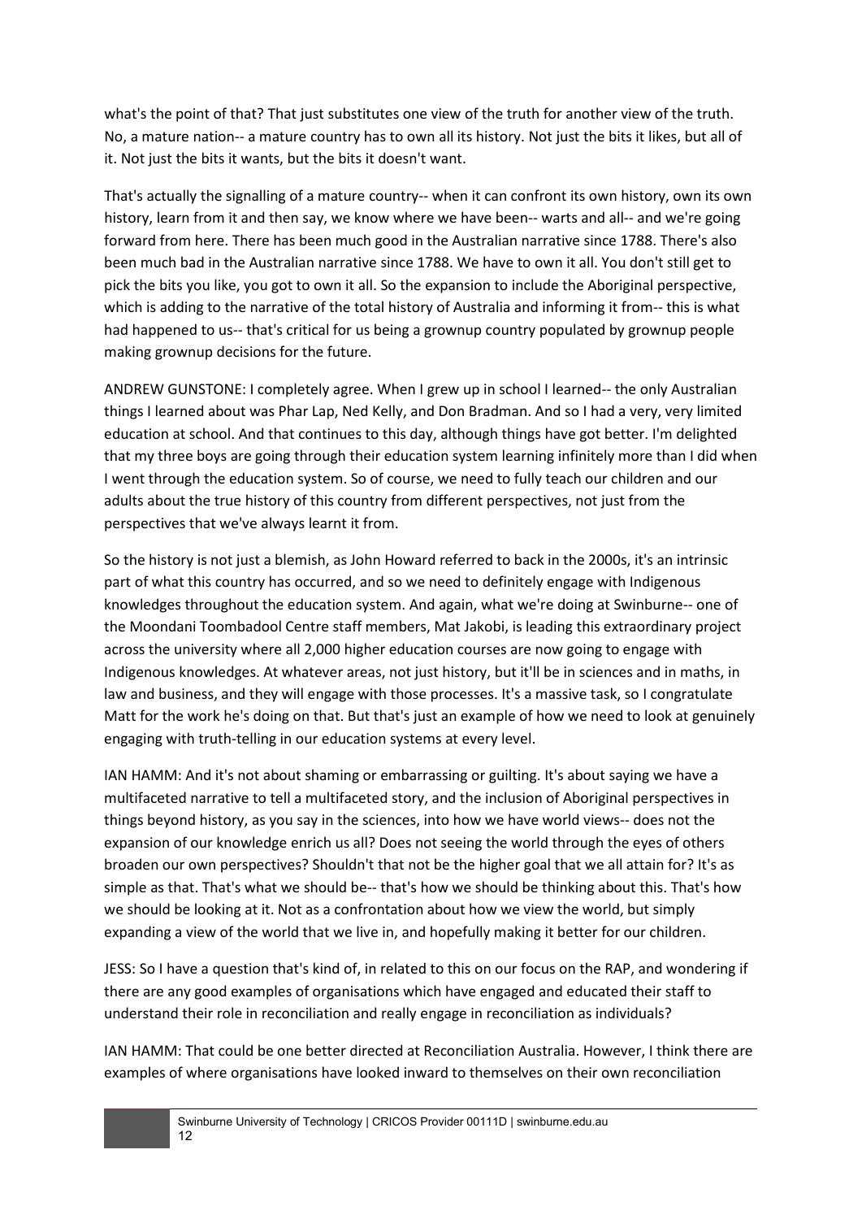what's the point of that? That just substitutes one view of the truth for another view of the truth. No, a mature nation-- a mature country has to own all its history. Not just the bits it likes, but all of it. Not just the bits it wants, but the bits it doesn't want.

That's actually the signalling of a mature country-- when it can confront its own history, own its own history, learn from it and then say, we know where we have been-- warts and all-- and we're going forward from here. There has been much good in the Australian narrative since 1788. There's also been much bad in the Australian narrative since 1788. We have to own it all. You don't still get to pick the bits you like, you got to own it all. So the expansion to include the Aboriginal perspective, which is adding to the narrative of the total history of Australia and informing it from-- this is what had happened to us-- that's critical for us being a grownup country populated by grownup people making grownup decisions for the future.

ANDREW GUNSTONE: I completely agree. When I grew up in school I learned-- the only Australian things I learned about was Phar Lap, Ned Kelly, and Don Bradman. And so I had a very, very limited education at school. And that continues to this day, although things have got better. I'm delighted that my three boys are going through their education system learning infinitely more than I did when I went through the education system. So of course, we need to fully teach our children and our adults about the true history of this country from different perspectives, not just from the perspectives that we've always learnt it from.

So the history is not just a blemish, as John Howard referred to back in the 2000s, it's an intrinsic part of what this country has occurred, and so we need to definitely engage with Indigenous knowledges throughout the education system. And again, what we're doing at Swinburne-- one of the Moondani Toombadool Centre staff members, Mat Jakobi, is leading this extraordinary project across the university where all 2,000 higher education courses are now going to engage with Indigenous knowledges. At whatever areas, not just history, but it'll be in sciences and in maths, in law and business, and they will engage with those processes. It's a massive task, so I congratulate Matt for the work he's doing on that. But that's just an example of how we need to look at genuinely engaging with truth-telling in our education systems at every level.

IAN HAMM: And it's not about shaming or embarrassing or guilting. It's about saying we have a multifaceted narrative to tell a multifaceted story, and the inclusion of Aboriginal perspectives in things beyond history, as you say in the sciences, into how we have world views-- does not the expansion of our knowledge enrich us all? Does not seeing the world through the eyes of others broaden our own perspectives? Shouldn't that not be the higher goal that we all attain for? It's as simple as that. That's what we should be-- that's how we should be thinking about this. That's how we should be looking at it. Not as a confrontation about how we view the world, but simply expanding a view of the world that we live in, and hopefully making it better for our children.

JESS: So I have a question that's kind of, in related to this on our focus on the RAP, and wondering if there are any good examples of organisations which have engaged and educated their staff to understand their role in reconciliation and really engage in reconciliation as individuals?

IAN HAMM: That could be one better directed at Reconciliation Australia. However, I think there are examples of where organisations have looked inward to themselves on their own reconciliation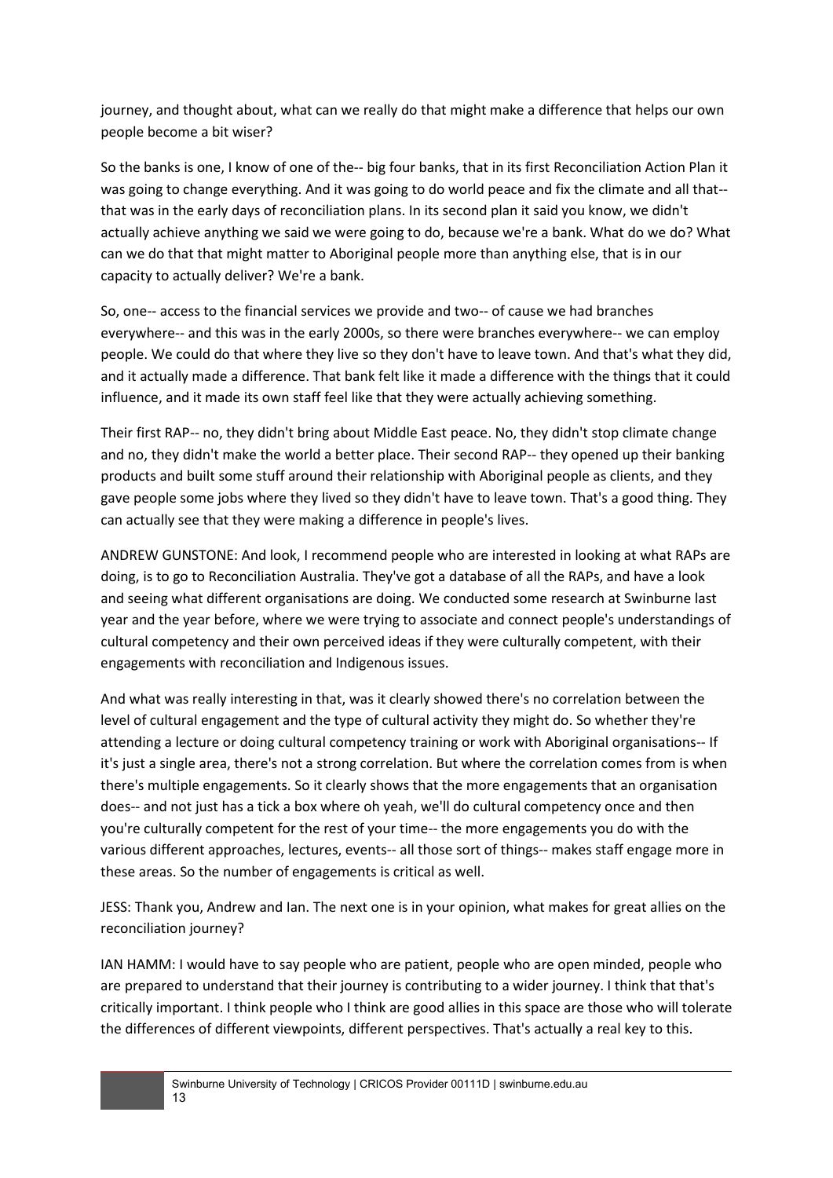journey, and thought about, what can we really do that might make a difference that helps our own people become a bit wiser?

So the banks is one, I know of one of the-- big four banks, that in its first Reconciliation Action Plan it was going to change everything. And it was going to do world peace and fix the climate and all that-- that was in the early days of reconciliation plans. In its second plan it said you know, we didn't actually achieve anything we said we were going to do, because we're a bank. What do we do? What can we do that that might matter to Aboriginal people more than anything else, that is in our capacity to actually deliver? We're a bank.

So, one-- access to the financial services we provide and two-- of cause we had branches everywhere-- and this was in the early 2000s, so there were branches everywhere-- we can employ people. We could do that where they live so they don't have to leave town. And that's what they did, and it actually made a difference. That bank felt like it made a difference with the things that it could influence, and it made its own staff feel like that they were actually achieving something.

Their first RAP-- no, they didn't bring about Middle East peace. No, they didn't stop climate change and no, they didn't make the world a better place. Their second RAP-- they opened up their banking products and built some stuff around their relationship with Aboriginal people as clients, and they gave people some jobs where they lived so they didn't have to leave town. That's a good thing. They can actually see that they were making a difference in people's lives.

ANDREW GUNSTONE: And look, I recommend people who are interested in looking at what RAPs are doing, is to go to Reconciliation Australia. They've got a database of all the RAPs, and have a look and seeing what different organisations are doing. We conducted some research at Swinburne last year and the year before, where we were trying to associate and connect people's understandings of cultural competency and their own perceived ideas if they were culturally competent, with their engagements with reconciliation and Indigenous issues.

And what was really interesting in that, was it clearly showed there's no correlation between the level of cultural engagement and the type of cultural activity they might do. So whether they're attending a lecture or doing cultural competency training or work with Aboriginal organisations-- If it's just a single area, there's not a strong correlation. But where the correlation comes from is when there's multiple engagements. So it clearly shows that the more engagements that an organisation does-- and not just has a tick a box where oh yeah, we'll do cultural competency once and then you're culturally competent for the rest of your time-- the more engagements you do with the various different approaches, lectures, events-- all those sort of things-- makes staff engage more in these areas. So the number of engagements is critical as well.

JESS: Thank you, Andrew and Ian. The next one is in your opinion, what makes for great allies on the reconciliation journey?

IAN HAMM: I would have to say people who are patient, people who are open minded, people who are prepared to understand that their journey is contributing to a wider journey. I think that that's critically important. I think people who I think are good allies in this space are those who will tolerate the differences of different viewpoints, different perspectives. That's actually a real key to this.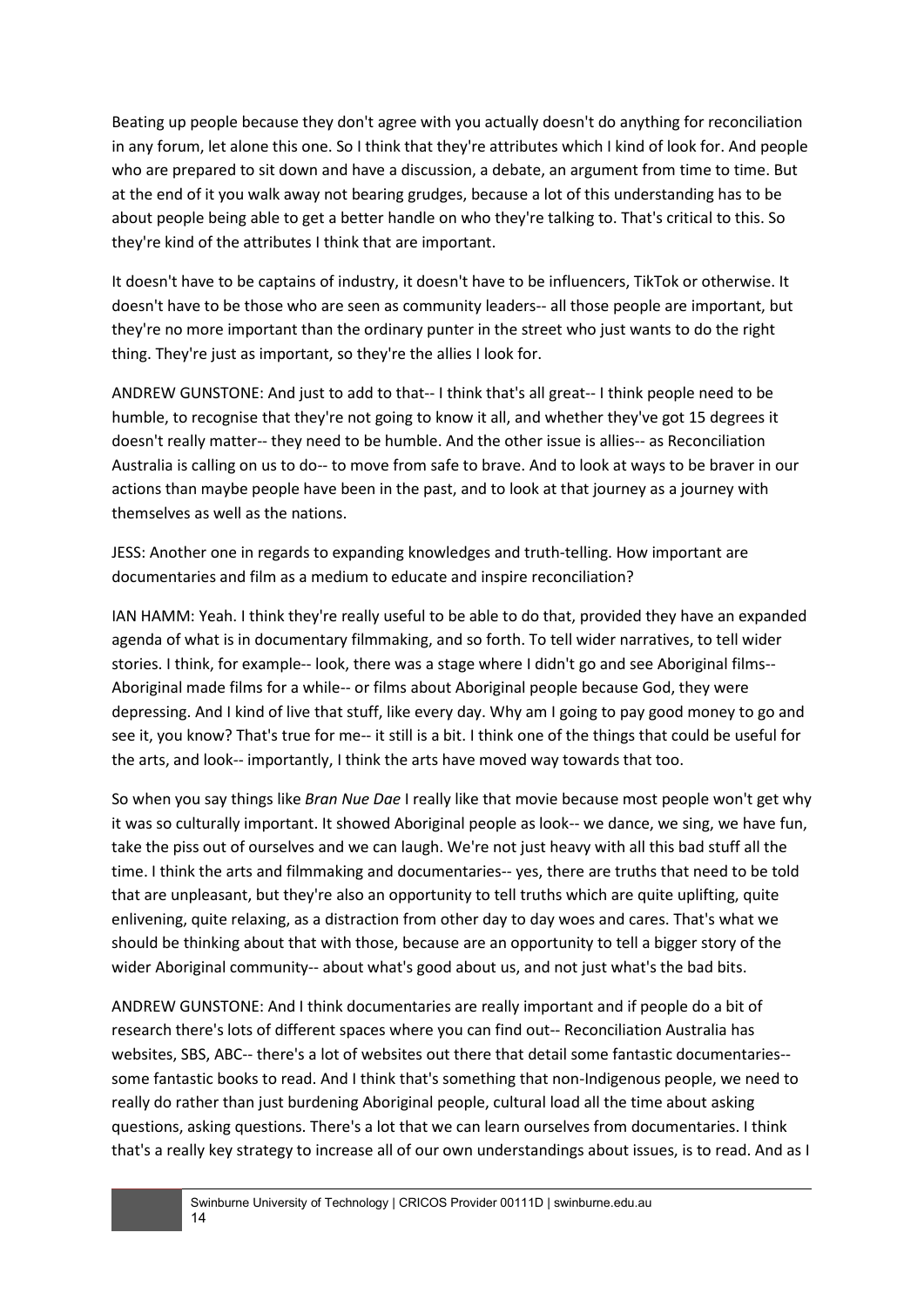Beating up people because they don't agree with you actually doesn't do anything for reconciliation in any forum, let alone this one. So I think that they're attributes which I kind of look for. And people who are prepared to sit down and have a discussion, a debate, an argument from time to time. But at the end of it you walk away not bearing grudges, because a lot of this understanding has to be about people being able to get a better handle on who they're talking to. That's critical to this. So they're kind of the attributes I think that are important.

It doesn't have to be captains of industry, it doesn't have to be influencers, TikTok or otherwise. It doesn't have to be those who are seen as community leaders-- all those people are important, but they're no more important than the ordinary punter in the street who just wants to do the right thing. They're just as important, so they're the allies I look for.

ANDREW GUNSTONE: And just to add to that-- I think that's all great-- I think people need to be humble, to recognise that they're not going to know it all, and whether they've got 15 degrees it doesn't really matter-- they need to be humble. And the other issue is allies-- as Reconciliation Australia is calling on us to do-- to move from safe to brave. And to look at ways to be braver in our actions than maybe people have been in the past, and to look at that journey as a journey with themselves as well as the nations.

JESS: Another one in regards to expanding knowledges and truth-telling. How important are documentaries and film as a medium to educate and inspire reconciliation?

IAN HAMM: Yeah. I think they're really useful to be able to do that, provided they have an expanded agenda of what is in documentary filmmaking, and so forth. To tell wider narratives, to tell wider stories. I think, for example-- look, there was a stage where I didn't go and see Aboriginal films-- Aboriginal made films for a while-- or films about Aboriginal people because God, they were depressing. And I kind of live that stuff, like every day. Why am I going to pay good money to go and see it, you know? That's true for me-- it still is a bit. I think one of the things that could be useful for the arts, and look-- importantly, I think the arts have moved way towards that too.

So when you say things like *Bran Nue Dae* I really like that movie because most people won't get why it was so culturally important. It showed Aboriginal people as look-- we dance, we sing, we have fun, take the piss out of ourselves and we can laugh. We're not just heavy with all this bad stuff all the time. I think the arts and filmmaking and documentaries-- yes, there are truths that need to be told that are unpleasant, but they're also an opportunity to tell truths which are quite uplifting, quite enlivening, quite relaxing, as a distraction from other day to day woes and cares. That's what we should be thinking about that with those, because are an opportunity to tell a bigger story of the wider Aboriginal community-- about what's good about us, and not just what's the bad bits.

ANDREW GUNSTONE: And I think documentaries are really important and if people do a bit of research there's lots of different spaces where you can find out-- Reconciliation Australia has websites, SBS, ABC-- there's a lot of websites out there that detail some fantastic documentaries-- some fantastic books to read. And I think that's something that non-Indigenous people, we need to really do rather than just burdening Aboriginal people, cultural load all the time about asking questions, asking questions. There's a lot that we can learn ourselves from documentaries. I think that's a really key strategy to increase all of our own understandings about issues, is to read. And as I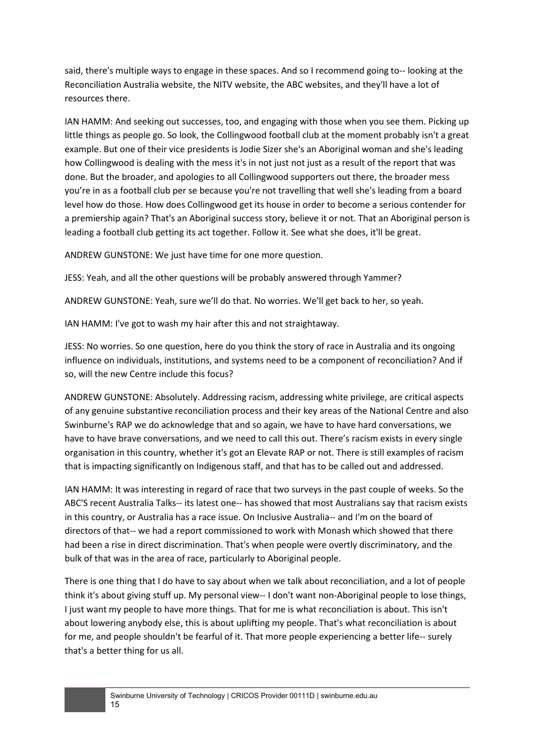said, there's multiple ways to engage in these spaces. And so I recommend going to-- looking at the Reconciliation Australia website, the NITV website, the ABC websites, and they'll have a lot of resources there.

IAN HAMM: And seeking out successes, too, and engaging with those when you see them. Picking up little things as people go. So look, the Collingwood football club at the moment probably isn't a great example. But one of their vice presidents is Jodie Sizer she's an Aboriginal woman and she's leading how Collingwood is dealing with the mess it's in not just not just as a result of the report that was done. But the broader, and apologies to all Collingwood supporters out there, the broader mess you're in as a football club per se because you're not travelling that well she's leading from a board level how do those. How does Collingwood get its house in order to become a serious contender for a premiership again? That's an Aboriginal success story, believe it or not. That an Aboriginal person is leading a football club getting its act together. Follow it. See what she does, it'll be great.

ANDREW GUNSTONE: We just have time for one more question.

JESS: Yeah, and all the other questions will be probably answered through Yammer?

ANDREW GUNSTONE: Yeah, sure we'll do that. No worries. We'll get back to her, so yeah.

IAN HAMM: I've got to wash my hair after this and not straightaway.

JESS: No worries. So one question, here do you think the story of race in Australia and its ongoing influence on individuals, institutions, and systems need to be a component of reconciliation? And if so, will the new Centre include this focus?

ANDREW GUNSTONE: Absolutely. Addressing racism, addressing white privilege, are critical aspects of any genuine substantive reconciliation process and their key areas of the National Centre and also Swinburne's RAP we do acknowledge that and so again, we have to have hard conversations, we have to have brave conversations, and we need to call this out. There's racism exists in every single organisation in this country, whether it's got an Elevate RAP or not. There is still examples of racism that is impacting significantly on Indigenous staff, and that has to be called out and addressed.

IAN HAMM: It was interesting in regard of race that two surveys in the past couple of weeks. So the ABC'S recent Australia Talks-- its latest one-- has showed that most Australians say that racism exists in this country, or Australia has a race issue. On Inclusive Australia-- and I'm on the board of directors of that-- we had a report commissioned to work with Monash which showed that there had been a rise in direct discrimination. That's when people were overtly discriminatory, and the bulk of that was in the area of race, particularly to Aboriginal people.

There is one thing that I do have to say about when we talk about reconciliation, and a lot of people think it's about giving stuff up. My personal view-- I don't want non-Aboriginal people to lose things, I just want my people to have more things. That for me is what reconciliation is about. This isn't about lowering anybody else, this is about uplifting my people. That's what reconciliation is about for me, and people shouldn't be fearful of it. That more people experiencing a better life-- surely that's a better thing for us all.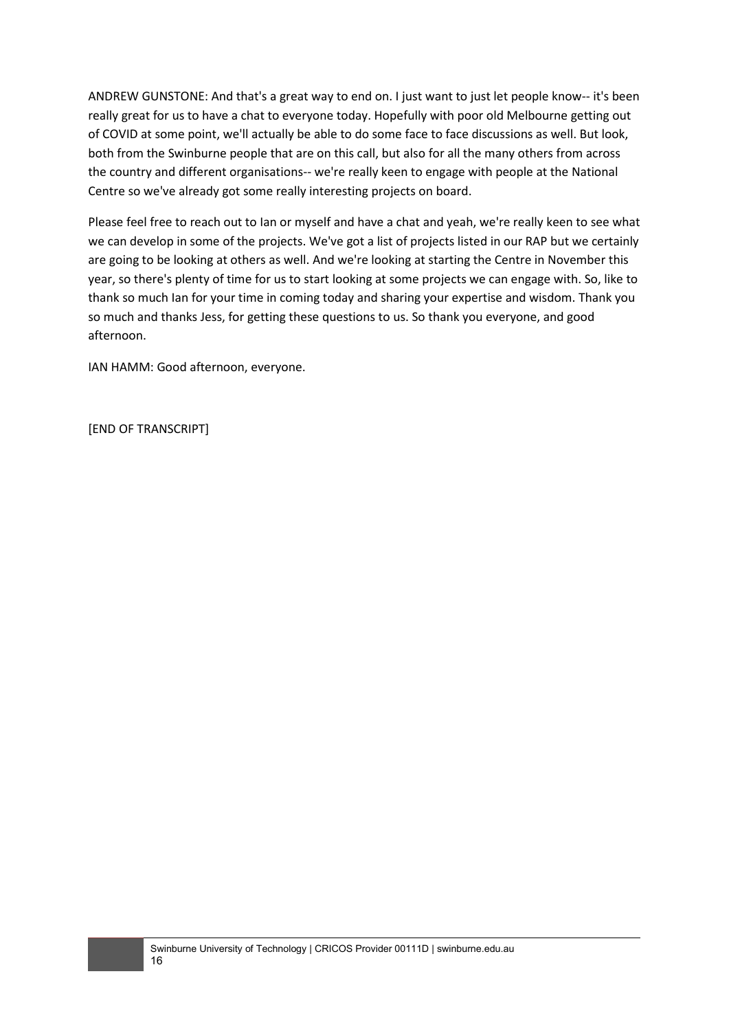ANDREW GUNSTONE: And that's a great way to end on. I just want to just let people know-- it's been really great for us to have a chat to everyone today. Hopefully with poor old Melbourne getting out of COVID at some point, we'll actually be able to do some face to face discussions as well. But look, both from the Swinburne people that are on this call, but also for all the many others from across the country and different organisations-- we're really keen to engage with people at the National Centre so we've already got some really interesting projects on board.

Please feel free to reach out to Ian or myself and have a chat and yeah, we're really keen to see what we can develop in some of the projects. We've got a list of projects listed in our RAP but we certainly are going to be looking at others as well. And we're looking at starting the Centre in November this year, so there's plenty of time for us to start looking at some projects we can engage with. So, like to thank so much Ian for your time in coming today and sharing your expertise and wisdom. Thank you so much and thanks Jess, for getting these questions to us. So thank you everyone, and good afternoon.

IAN HAMM: Good afternoon, everyone.

[END OF TRANSCRIPT]